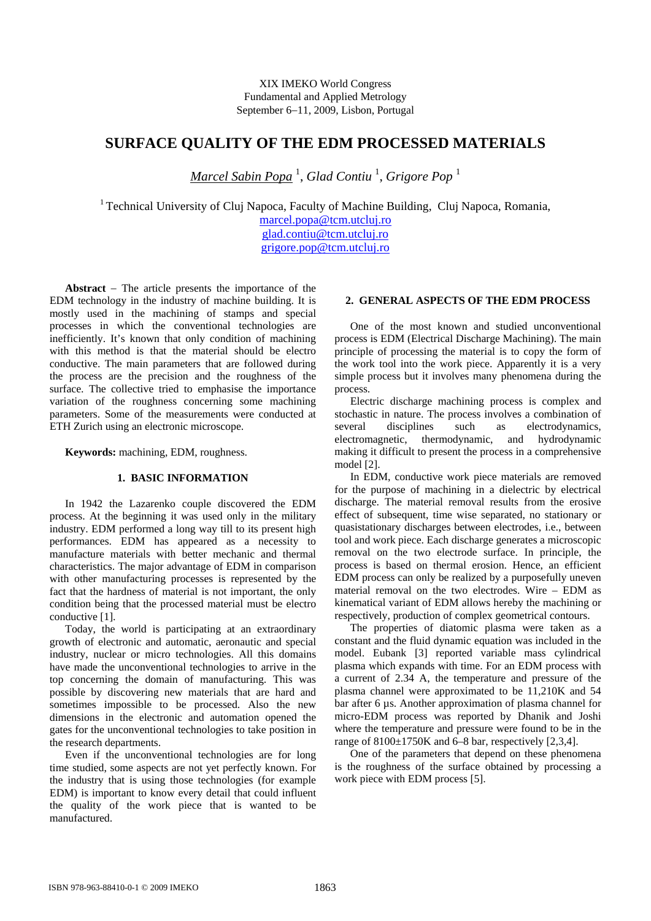XIX IMEKO World Congress
Fundamental and Applied Metrology
September 6−11, 2009, Lisbon, Portugal

# SURFACE QUALITY OF THE EDM PROCESSED MATERIALS

*Marcel Sabin Popa* [1], *Glad Contiu* [1], *Grigore Pop* [1]

[1] Technical University of Cluj Napoca, Faculty of Machine Building, Cluj Napoca, Romania,
marcel.popa@tcm.utcluj.ro
glad.contiu@tcm.utcluj.ro
grigore.pop@tcm.utcluj.ro

**Abstract** – The article presents the importance of the EDM technology in the industry of machine building. It is mostly used in the machining of stamps and special processes in which the conventional technologies are inefficiently. It's known that only condition of machining with this method is that the material should be electro conductive. The main parameters that are followed during the process are the precision and the roughness of the surface. The collective tried to emphasise the importance variation of the roughness concerning some machining parameters. Some of the measurements were conducted at ETH Zurich using an electronic microscope.

**Keywords:** machining, EDM, roughness.

## 1. BASIC INFORMATION

In 1942 the Lazarenko couple discovered the EDM process. At the beginning it was used only in the military industry. EDM performed a long way till to its present high performances. EDM has appeared as a necessity to manufacture materials with better mechanic and thermal characteristics. The major advantage of EDM in comparison with other manufacturing processes is represented by the fact that the hardness of material is not important, the only condition being that the processed material must be electro conductive [1].

Today, the world is participating at an extraordinary growth of electronic and automatic, aeronautic and special industry, nuclear or micro technologies. All this domains have made the unconventional technologies to arrive in the top concerning the domain of manufacturing. This was possible by discovering new materials that are hard and sometimes impossible to be processed. Also the new dimensions in the electronic and automation opened the gates for the unconventional technologies to take position in the research departments.

Even if the unconventional technologies are for long time studied, some aspects are not yet perfectly known. For the industry that is using those technologies (for example EDM) is important to know every detail that could influent the quality of the work piece that is wanted to be manufactured.

## 2. GENERAL ASPECTS OF THE EDM PROCESS

One of the most known and studied unconventional process is EDM (Electrical Discharge Machining). The main principle of processing the material is to copy the form of the work tool into the work piece. Apparently it is a very simple process but it involves many phenomena during the process.

Electric discharge machining process is complex and stochastic in nature. The process involves a combination of several disciplines such as electrodynamics, electromagnetic, thermodynamic, and hydrodynamic making it difficult to present the process in a comprehensive model [2].

In EDM, conductive work piece materials are removed for the purpose of machining in a dielectric by electrical discharge. The material removal results from the erosive effect of subsequent, time wise separated, no stationary or quasistationary discharges between electrodes, i.e., between tool and work piece. Each discharge generates a microscopic removal on the two electrode surface. In principle, the process is based on thermal erosion. Hence, an efficient EDM process can only be realized by a purposefully uneven material removal on the two electrodes. Wire – EDM as kinematical variant of EDM allows hereby the machining or respectively, production of complex geometrical contours.

The properties of diatomic plasma were taken as a constant and the fluid dynamic equation was included in the model. Eubank [3] reported variable mass cylindrical plasma which expands with time. For an EDM process with a current of 2.34 A, the temperature and pressure of the plasma channel were approximated to be 11,210K and 54 bar after 6 µs. Another approximation of plasma channel for micro-EDM process was reported by Dhanik and Joshi where the temperature and pressure were found to be in the range of 8100±1750K and 6–8 bar, respectively [2,3,4].

One of the parameters that depend on these phenomena is the roughness of the surface obtained by processing a work piece with EDM process [5].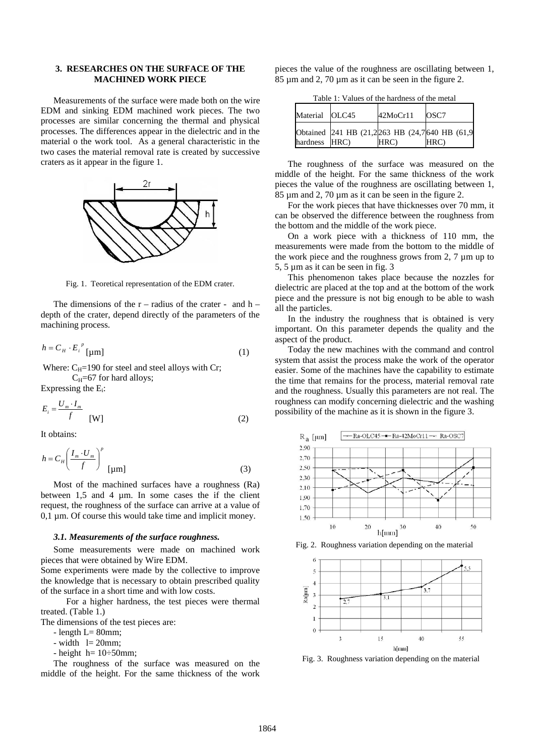## 3. RESEARCHES ON THE SURFACE OF THE MACHINED WORK PIECE

Measurements of the surface were made both on the wire EDM and sinking EDM machined work pieces. The two processes are similar concerning the thermal and physical processes. The differences appear in the dielectric and in the material o the work tool. As a general characteristic in the two cases the material removal rate is created by successive craters as it appear in the figure 1.

2r

h

Fig. 1. Teoretical representation of the EDM crater.

The dimensions of the r – radius of the crater - and h – depth of the crater, depend directly of the parameters of the machining process.

$$h = C_H \cdot E_i^{\,p} \;[\mu m] \qquad (1)$$

Where: $C_H$=190 for steel and steel alloys with Cr;
$C_H$=67 for hard alloys;

Expressing the $E_i$:

$$E_i = \frac{U_m \cdot I_m}{f} \;[W] \qquad (2)$$

It obtains:

$$h = C_H \left( \frac{I_m \cdot U_m}{f} \right)^p \;[\mu m] \qquad (3)$$

Most of the machined surfaces have a roughness (Ra) between 1,5 and 4 µm. In some cases the if the client request, the roughness of the surface can arrive at a value of 0,1 µm. Of course this would take time and implicit money.

### *3.1. Measurements of the surface roughness.*

Some measurements were made on machined work pieces that were obtained by Wire EDM.

Some experiments were made by the collective to improve the knowledge that is necessary to obtain prescribed quality of the surface in a short time and with low costs.

For a higher hardness, the test pieces were thermal treated. (Table 1.)

The dimensions of the test pieces are:

- length L= 80mm;
- width l= 20mm;
- height h= 10÷50mm;

The roughness of the surface was measured on the middle of the height. For the same thickness of the work pieces the value of the roughness are oscillating between 1, 85 µm and 2, 70 µm as it can be seen in the figure 2.

Table 1: Values of the hardness of the metal

| Material | OLC45 | 42MoCr11 | OSC7 |
|---|---|---|---|
| Obtained hardness | 241 HB (21,2 HRC) | 263 HB (24,7 HRC) | 640 HB (61,9 HRC) |

The roughness of the surface was measured on the middle of the height. For the same thickness of the work pieces the value of the roughness are oscillating between 1, 85 µm and 2, 70 µm as it can be seen in the figure 2.

For the work pieces that have thicknesses over 70 mm, it can be observed the difference between the roughness from the bottom and the middle of the work piece.

On a work piece with a thickness of 110 mm, the measurements were made from the bottom to the middle of the work piece and the roughness grows from 2, 7 µm up to 5, 5 µm as it can be seen in fig. 3

This phenomenon takes place because the nozzles for dielectric are placed at the top and at the bottom of the work piece and the pressure is not big enough to be able to wash all the particles.

In the industry the roughness that is obtained is very important. On this parameter depends the quality and the aspect of the product.

Today the new machines with the command and control system that assist the process make the work of the operator easier. Some of the machines have the capability to estimate the time that remains for the process, material removal rate and the roughness. Usually this parameters are not real. The roughness can modify concerning dielectric and the washing possibility of the machine as it is shown in the figure 3.

Ra [µm]
Ra-OLC45 Ra-42MoCr11 Ra-OSC7
2,90
2,70
2,50
2,30
2,10
1,90
1,70
1,50
10 20 30 40 50
h[mm]

Fig. 2. Roughness variation depending on the material

Ra[µm]
6
5
4
3
2
1
0
3 15 40 55
h[mm]
2,7 3,1 3,7 5,5

Fig. 3. Roughness variation depending on the material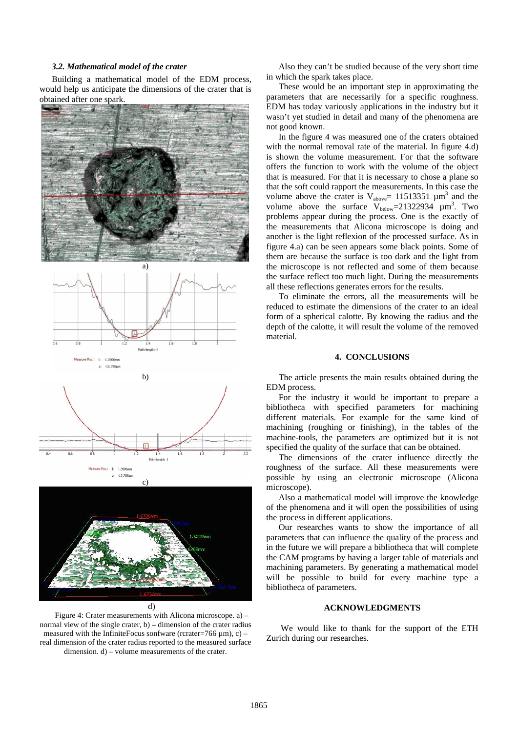### *3.2. Mathematical model of the crater*

Building a mathematical model of the EDM process, would help us anticipate the dimensions of the crater that is obtained after one spark.

a)

Path length - l

Measure Pos.: l: 1.3906mm
z: -12.788µm

b)

Path length - l

Measure Pos.: l: 1.3906mm
z: -12.788µm

c)

1.6736mm
1.6209mm
1.6209mm
1.6736mm

d)

Figure 4: Crater measurements with Alicona microscope. a) – normal view of the single crater, b) – dimension of the crater radius measured with the InfiniteFocus sonfware (rcrater=766 µm), c) – real dimension of the crater radius reported to the measured surface dimension. d) – volume measurements of the crater.

Also they can't be studied because of the very short time in which the spark takes place.

These would be an important step in approximating the parameters that are necessarily for a specific roughness. EDM has today variously applications in the industry but it wasn't yet studied in detail and many of the phenomena are not good known.

In the figure 4 was measured one of the craters obtained with the normal removal rate of the material. In figure 4.d) is shown the volume measurement. For that the software offers the function to work with the volume of the object that is measured. For that it is necessary to chose a plane so that the soft could rapport the measurements. In this case the volume above the crater is $V_{above}$= 11513351 µm$^3$ and the volume above the surface $V_{below}$=21322934 µm$^3$. Two problems appear during the process. One is the exactly of the measurements that Alicona microscope is doing and another is the light reflexion of the processed surface. As in figure 4.a) can be seen appears some black points. Some of them are because the surface is too dark and the light from the microscope is not reflected and some of them because the surface reflect too much light. During the measurements all these reflections generates errors for the results.

To eliminate the errors, all the measurements will be reduced to estimate the dimensions of the crater to an ideal form of a spherical calotte. By knowing the radius and the depth of the calotte, it will result the volume of the removed material.

## 4. CONCLUSIONS

The article presents the main results obtained during the EDM process.

For the industry it would be important to prepare a bibliotheca with specified parameters for machining different materials. For example for the same kind of machining (roughing or finishing), in the tables of the machine-tools, the parameters are optimized but it is not specified the quality of the surface that can be obtained.

The dimensions of the crater influence directly the roughness of the surface. All these measurements were possible by using an electronic microscope (Alicona microscope).

Also a mathematical model will improve the knowledge of the phenomena and it will open the possibilities of using the process in different applications.

Our researches wants to show the importance of all parameters that can influence the quality of the process and in the future we will prepare a bibliotheca that will complete the CAM programs by having a larger table of materials and machining parameters. By generating a mathematical model will be possible to build for every machine type a bibliotheca of parameters.

## ACKNOWLEDGMENTS

We would like to thank for the support of the ETH Zurich during our researches.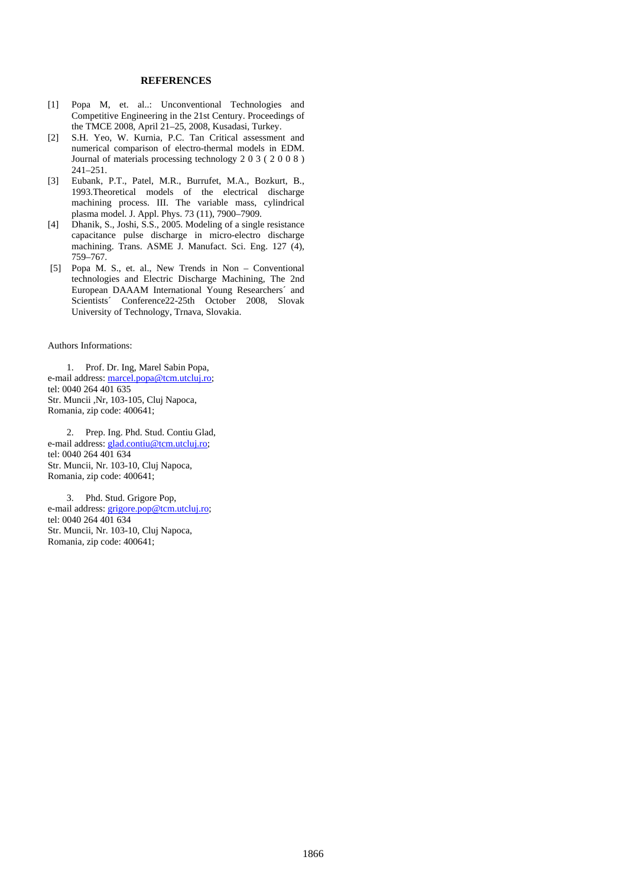## REFERENCES

[1] Popa M, et. al..: Unconventional Technologies and Competitive Engineering in the 21st Century. Proceedings of the TMCE 2008, April 21–25, 2008, Kusadasi, Turkey.

[2] S.H. Yeo, W. Kurnia, P.C. Tan Critical assessment and numerical comparison of electro-thermal models in EDM. Journal of materials processing technology 2 0 3 ( 2 0 0 8 ) 241–251.

[3] Eubank, P.T., Patel, M.R., Burrufet, M.A., Bozkurt, B., 1993.Theoretical models of the electrical discharge machining process. III. The variable mass, cylindrical plasma model. J. Appl. Phys. 73 (11), 7900–7909.

[4] Dhanik, S., Joshi, S.S., 2005. Modeling of a single resistance capacitance pulse discharge in micro-electro discharge machining. Trans. ASME J. Manufact. Sci. Eng. 127 (4), 759–767.

[5] Popa M. S., et. al., New Trends in Non – Conventional technologies and Electric Discharge Machining, The 2nd European DAAAM International Young Researchers´ and Scientists´ Conference22-25th October 2008, Slovak University of Technology, Trnava, Slovakia.

Authors Informations:

1. Prof. Dr. Ing, Marel Sabin Popa,
e-mail address: marcel.popa@tcm.utcluj.ro;
tel: 0040 264 401 635
Str. Muncii ,Nr, 103-105, Cluj Napoca,
Romania, zip code: 400641;

2. Prep. Ing. Phd. Stud. Contiu Glad,
e-mail address: glad.contiu@tcm.utcluj.ro;
tel: 0040 264 401 634
Str. Muncii, Nr. 103-10, Cluj Napoca,
Romania, zip code: 400641;

3. Phd. Stud. Grigore Pop,
e-mail address: grigore.pop@tcm.utcluj.ro;
tel: 0040 264 401 634
Str. Muncii, Nr. 103-10, Cluj Napoca,
Romania, zip code: 400641;